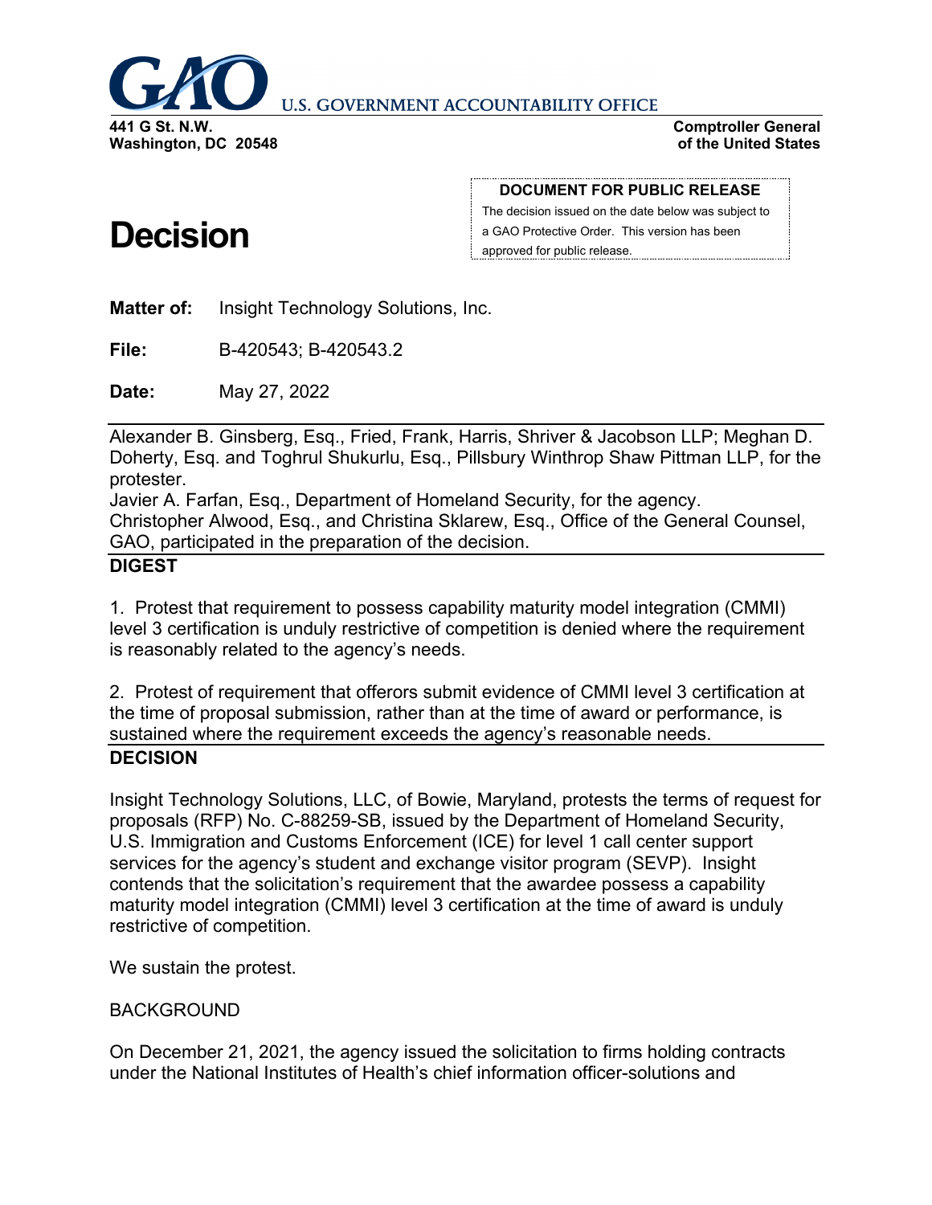GAO U.S. GOVERNMENT ACCOUNTABILITY OFFICE

**441 G St. N.W.**
**Washington, DC 20548**

**Comptroller General of the United States**

**DOCUMENT FOR PUBLIC RELEASE**
The decision issued on the date below was subject to a GAO Protective Order. This version has been approved for public release.

# Decision

**Matter of:** Insight Technology Solutions, Inc.

**File:** B-420543; B-420543.2

**Date:** May 27, 2022

Alexander B. Ginsberg, Esq., Fried, Frank, Harris, Shriver & Jacobson LLP; Meghan D. Doherty, Esq. and Toghrul Shukurlu, Esq., Pillsbury Winthrop Shaw Pittman LLP, for the protester.
Javier A. Farfan, Esq., Department of Homeland Security, for the agency.
Christopher Alwood, Esq., and Christina Sklarew, Esq., Office of the General Counsel, GAO, participated in the preparation of the decision.

## DIGEST

1. Protest that requirement to possess capability maturity model integration (CMMI) level 3 certification is unduly restrictive of competition is denied where the requirement is reasonably related to the agency's needs.

2. Protest of requirement that offerors submit evidence of CMMI level 3 certification at the time of proposal submission, rather than at the time of award or performance, is sustained where the requirement exceeds the agency's reasonable needs.

## DECISION

Insight Technology Solutions, LLC, of Bowie, Maryland, protests the terms of request for proposals (RFP) No. C-88259-SB, issued by the Department of Homeland Security, U.S. Immigration and Customs Enforcement (ICE) for level 1 call center support services for the agency's student and exchange visitor program (SEVP). Insight contends that the solicitation's requirement that the awardee possess a capability maturity model integration (CMMI) level 3 certification at the time of award is unduly restrictive of competition.

We sustain the protest.

BACKGROUND

On December 21, 2021, the agency issued the solicitation to firms holding contracts under the National Institutes of Health's chief information officer-solutions and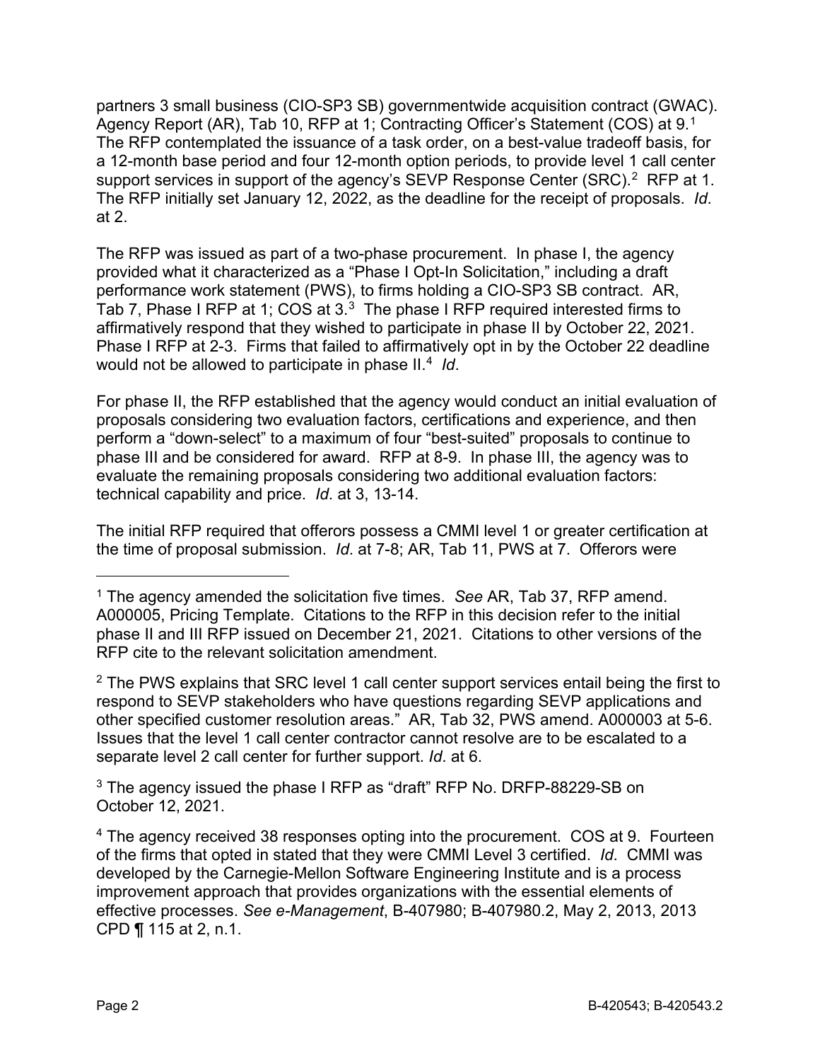partners 3 small business (CIO-SP3 SB) governmentwide acquisition contract (GWAC). Agency Report (AR), Tab 10, RFP at 1; Contracting Officer's Statement (COS) at 9.[1] The RFP contemplated the issuance of a task order, on a best-value tradeoff basis, for a 12-month base period and four 12-month option periods, to provide level 1 call center support services in support of the agency's SEVP Response Center (SRC).[2] RFP at 1. The RFP initially set January 12, 2022, as the deadline for the receipt of proposals. *Id*. at 2.

The RFP was issued as part of a two-phase procurement. In phase I, the agency provided what it characterized as a "Phase I Opt-In Solicitation," including a draft performance work statement (PWS), to firms holding a CIO-SP3 SB contract. AR, Tab 7, Phase I RFP at 1; COS at 3.[3] The phase I RFP required interested firms to affirmatively respond that they wished to participate in phase II by October 22, 2021. Phase I RFP at 2-3. Firms that failed to affirmatively opt in by the October 22 deadline would not be allowed to participate in phase II.[4] *Id*.

For phase II, the RFP established that the agency would conduct an initial evaluation of proposals considering two evaluation factors, certifications and experience, and then perform a "down-select" to a maximum of four "best-suited" proposals to continue to phase III and be considered for award. RFP at 8-9. In phase III, the agency was to evaluate the remaining proposals considering two additional evaluation factors: technical capability and price. *Id*. at 3, 13-14.

The initial RFP required that offerors possess a CMMI level 1 or greater certification at the time of proposal submission. *Id*. at 7-8; AR, Tab 11, PWS at 7. Offerors were

---

[1] The agency amended the solicitation five times. *See* AR, Tab 37, RFP amend. A000005, Pricing Template. Citations to the RFP in this decision refer to the initial phase II and III RFP issued on December 21, 2021. Citations to other versions of the RFP cite to the relevant solicitation amendment.

[2] The PWS explains that SRC level 1 call center support services entail being the first to respond to SEVP stakeholders who have questions regarding SEVP applications and other specified customer resolution areas." AR, Tab 32, PWS amend. A000003 at 5-6. Issues that the level 1 call center contractor cannot resolve are to be escalated to a separate level 2 call center for further support. *Id*. at 6.

[3] The agency issued the phase I RFP as "draft" RFP No. DRFP-88229-SB on October 12, 2021.

[4] The agency received 38 responses opting into the procurement. COS at 9. Fourteen of the firms that opted in stated that they were CMMI Level 3 certified. *Id*. CMMI was developed by the Carnegie-Mellon Software Engineering Institute and is a process improvement approach that provides organizations with the essential elements of effective processes. *See e-Management*, B-407980; B-407980.2, May 2, 2013, 2013 CPD ¶ 115 at 2, n.1.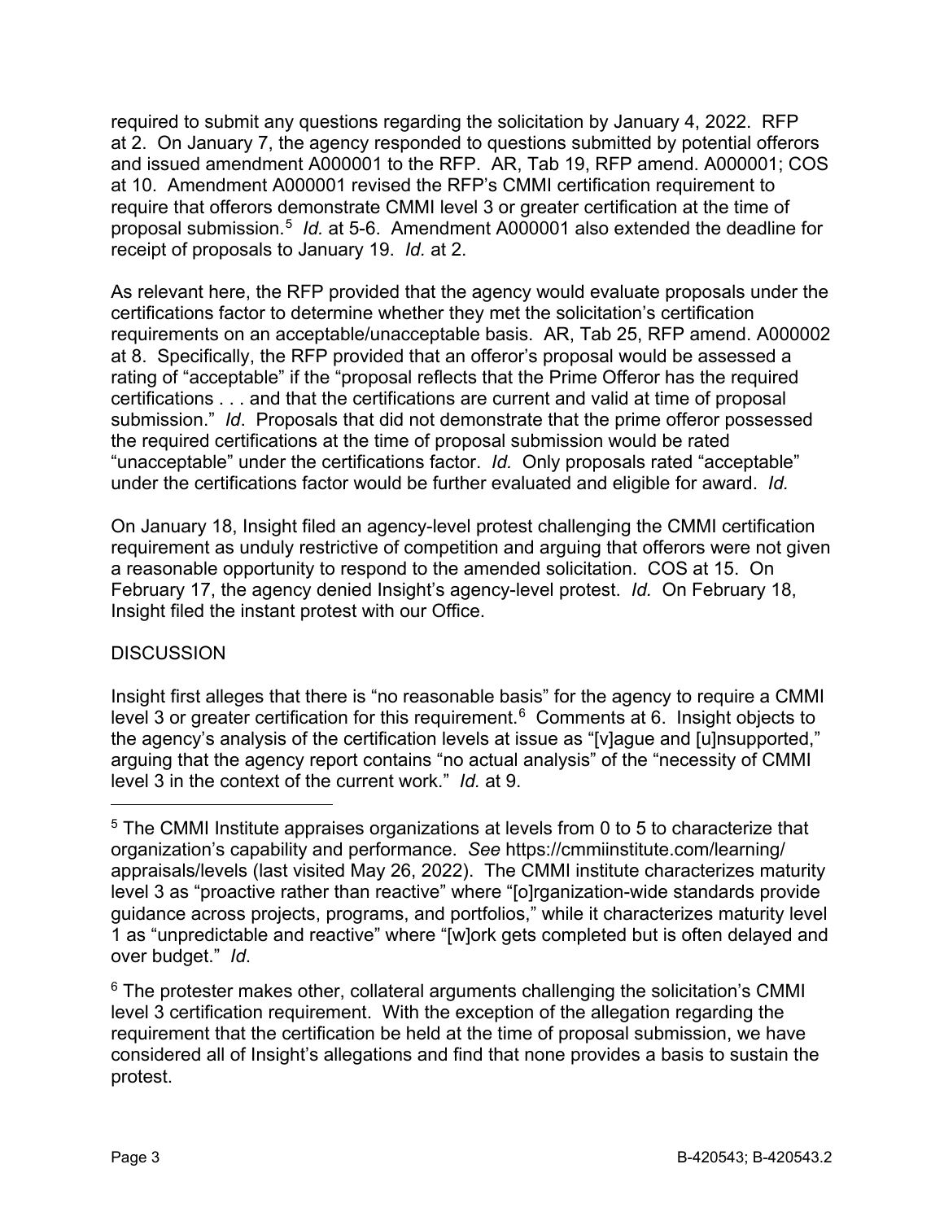required to submit any questions regarding the solicitation by January 4, 2022. RFP at 2. On January 7, the agency responded to questions submitted by potential offerors and issued amendment A000001 to the RFP. AR, Tab 19, RFP amend. A000001; COS at 10. Amendment A000001 revised the RFP's CMMI certification requirement to require that offerors demonstrate CMMI level 3 or greater certification at the time of proposal submission.[5] *Id.* at 5-6. Amendment A000001 also extended the deadline for receipt of proposals to January 19. *Id.* at 2.

As relevant here, the RFP provided that the agency would evaluate proposals under the certifications factor to determine whether they met the solicitation's certification requirements on an acceptable/unacceptable basis. AR, Tab 25, RFP amend. A000002 at 8. Specifically, the RFP provided that an offeror's proposal would be assessed a rating of "acceptable" if the "proposal reflects that the Prime Offeror has the required certifications . . . and that the certifications are current and valid at time of proposal submission." *Id*. Proposals that did not demonstrate that the prime offeror possessed the required certifications at the time of proposal submission would be rated "unacceptable" under the certifications factor. *Id.* Only proposals rated "acceptable" under the certifications factor would be further evaluated and eligible for award. *Id.*

On January 18, Insight filed an agency-level protest challenging the CMMI certification requirement as unduly restrictive of competition and arguing that offerors were not given a reasonable opportunity to respond to the amended solicitation. COS at 15. On February 17, the agency denied Insight's agency-level protest. *Id.* On February 18, Insight filed the instant protest with our Office.

DISCUSSION

Insight first alleges that there is "no reasonable basis" for the agency to require a CMMI level 3 or greater certification for this requirement.[6] Comments at 6. Insight objects to the agency's analysis of the certification levels at issue as "[v]ague and [u]nsupported," arguing that the agency report contains "no actual analysis" of the "necessity of CMMI level 3 in the context of the current work." *Id.* at 9.

---

[5] The CMMI Institute appraises organizations at levels from 0 to 5 to characterize that organization's capability and performance. *See* https://cmmiinstitute.com/learning/appraisals/levels (last visited May 26, 2022). The CMMI institute characterizes maturity level 3 as "proactive rather than reactive" where "[o]rganization-wide standards provide guidance across projects, programs, and portfolios," while it characterizes maturity level 1 as "unpredictable and reactive" where "[w]ork gets completed but is often delayed and over budget." *Id*.

[6] The protester makes other, collateral arguments challenging the solicitation's CMMI level 3 certification requirement. With the exception of the allegation regarding the requirement that the certification be held at the time of proposal submission, we have considered all of Insight's allegations and find that none provides a basis to sustain the protest.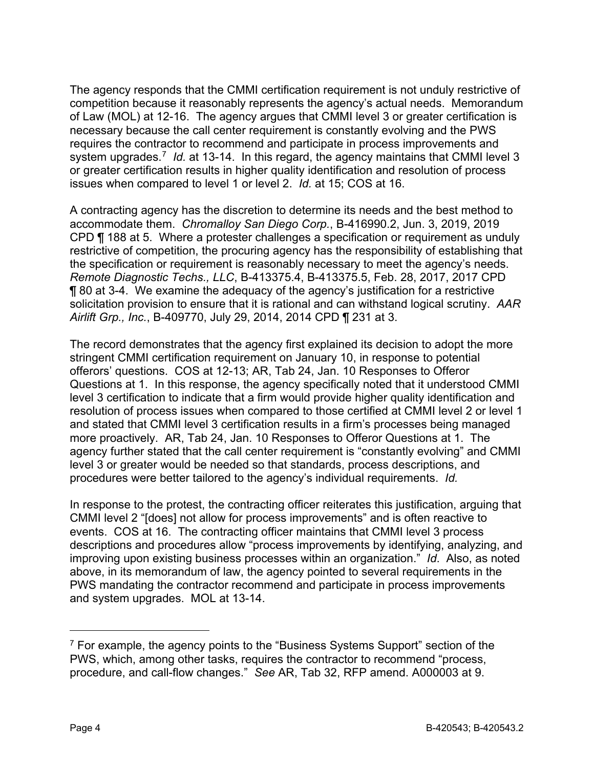The agency responds that the CMMI certification requirement is not unduly restrictive of competition because it reasonably represents the agency's actual needs. Memorandum of Law (MOL) at 12-16. The agency argues that CMMI level 3 or greater certification is necessary because the call center requirement is constantly evolving and the PWS requires the contractor to recommend and participate in process improvements and system upgrades.[7] *Id.* at 13-14. In this regard, the agency maintains that CMMI level 3 or greater certification results in higher quality identification and resolution of process issues when compared to level 1 or level 2. *Id.* at 15; COS at 16.

A contracting agency has the discretion to determine its needs and the best method to accommodate them. *Chromalloy San Diego Corp.*, B-416990.2, Jun. 3, 2019, 2019 CPD ¶ 188 at 5. Where a protester challenges a specification or requirement as unduly restrictive of competition, the procuring agency has the responsibility of establishing that the specification or requirement is reasonably necessary to meet the agency's needs. *Remote Diagnostic Techs., LLC*, B-413375.4, B-413375.5, Feb. 28, 2017, 2017 CPD ¶ 80 at 3-4. We examine the adequacy of the agency's justification for a restrictive solicitation provision to ensure that it is rational and can withstand logical scrutiny. *AAR Airlift Grp., Inc.*, B-409770, July 29, 2014, 2014 CPD ¶ 231 at 3.

The record demonstrates that the agency first explained its decision to adopt the more stringent CMMI certification requirement on January 10, in response to potential offerors' questions. COS at 12-13; AR, Tab 24, Jan. 10 Responses to Offeror Questions at 1. In this response, the agency specifically noted that it understood CMMI level 3 certification to indicate that a firm would provide higher quality identification and resolution of process issues when compared to those certified at CMMI level 2 or level 1 and stated that CMMI level 3 certification results in a firm's processes being managed more proactively. AR, Tab 24, Jan. 10 Responses to Offeror Questions at 1. The agency further stated that the call center requirement is "constantly evolving" and CMMI level 3 or greater would be needed so that standards, process descriptions, and procedures were better tailored to the agency's individual requirements. *Id.*

In response to the protest, the contracting officer reiterates this justification, arguing that CMMI level 2 "[does] not allow for process improvements" and is often reactive to events. COS at 16. The contracting officer maintains that CMMI level 3 process descriptions and procedures allow "process improvements by identifying, analyzing, and improving upon existing business processes within an organization." *Id*. Also, as noted above, in its memorandum of law, the agency pointed to several requirements in the PWS mandating the contractor recommend and participate in process improvements and system upgrades. MOL at 13-14.

---

[7] For example, the agency points to the "Business Systems Support" section of the PWS, which, among other tasks, requires the contractor to recommend "process, procedure, and call-flow changes." *See* AR, Tab 32, RFP amend. A000003 at 9.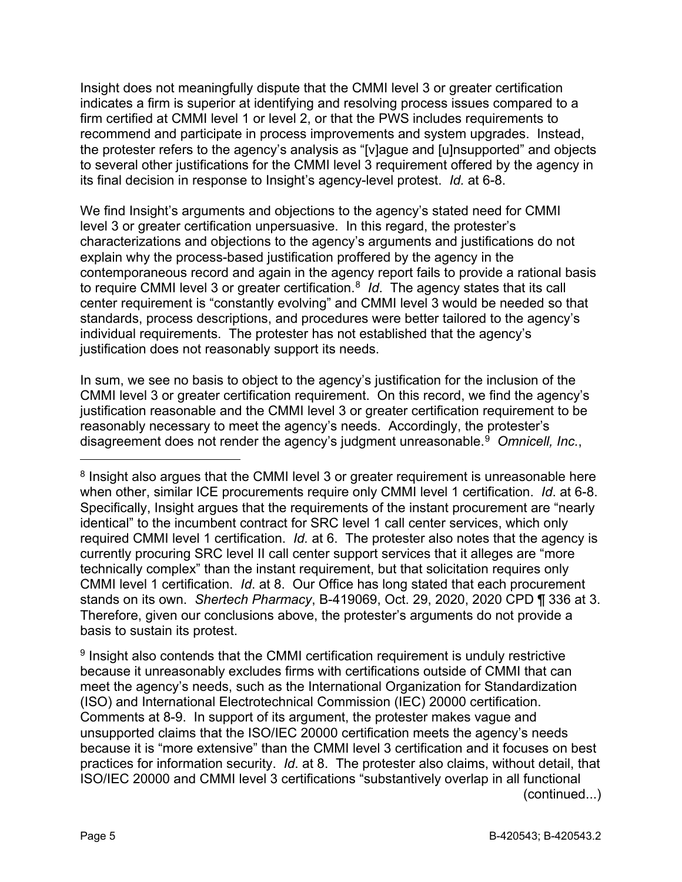Insight does not meaningfully dispute that the CMMI level 3 or greater certification indicates a firm is superior at identifying and resolving process issues compared to a firm certified at CMMI level 1 or level 2, or that the PWS includes requirements to recommend and participate in process improvements and system upgrades. Instead, the protester refers to the agency's analysis as "[v]ague and [u]nsupported" and objects to several other justifications for the CMMI level 3 requirement offered by the agency in its final decision in response to Insight's agency-level protest. *Id.* at 6-8.

We find Insight's arguments and objections to the agency's stated need for CMMI level 3 or greater certification unpersuasive. In this regard, the protester's characterizations and objections to the agency's arguments and justifications do not explain why the process-based justification proffered by the agency in the contemporaneous record and again in the agency report fails to provide a rational basis to require CMMI level 3 or greater certification.[8] *Id*. The agency states that its call center requirement is "constantly evolving" and CMMI level 3 would be needed so that standards, process descriptions, and procedures were better tailored to the agency's individual requirements. The protester has not established that the agency's justification does not reasonably support its needs.

In sum, we see no basis to object to the agency's justification for the inclusion of the CMMI level 3 or greater certification requirement. On this record, we find the agency's justification reasonable and the CMMI level 3 or greater certification requirement to be reasonably necessary to meet the agency's needs. Accordingly, the protester's disagreement does not render the agency's judgment unreasonable.[9] *Omnicell, Inc.*,

---

[8] Insight also argues that the CMMI level 3 or greater requirement is unreasonable here when other, similar ICE procurements require only CMMI level 1 certification. *Id*. at 6-8. Specifically, Insight argues that the requirements of the instant procurement are "nearly identical" to the incumbent contract for SRC level 1 call center services, which only required CMMI level 1 certification. *Id.* at 6. The protester also notes that the agency is currently procuring SRC level II call center support services that it alleges are "more technically complex" than the instant requirement, but that solicitation requires only CMMI level 1 certification. *Id*. at 8. Our Office has long stated that each procurement stands on its own. *Shertech Pharmacy*, B-419069, Oct. 29, 2020, 2020 CPD ¶ 336 at 3. Therefore, given our conclusions above, the protester's arguments do not provide a basis to sustain its protest.

[9] Insight also contends that the CMMI certification requirement is unduly restrictive because it unreasonably excludes firms with certifications outside of CMMI that can meet the agency's needs, such as the International Organization for Standardization (ISO) and International Electrotechnical Commission (IEC) 20000 certification. Comments at 8-9. In support of its argument, the protester makes vague and unsupported claims that the ISO/IEC 20000 certification meets the agency's needs because it is "more extensive" than the CMMI level 3 certification and it focuses on best practices for information security. *Id*. at 8. The protester also claims, without detail, that ISO/IEC 20000 and CMMI level 3 certifications "substantively overlap in all functional (continued...)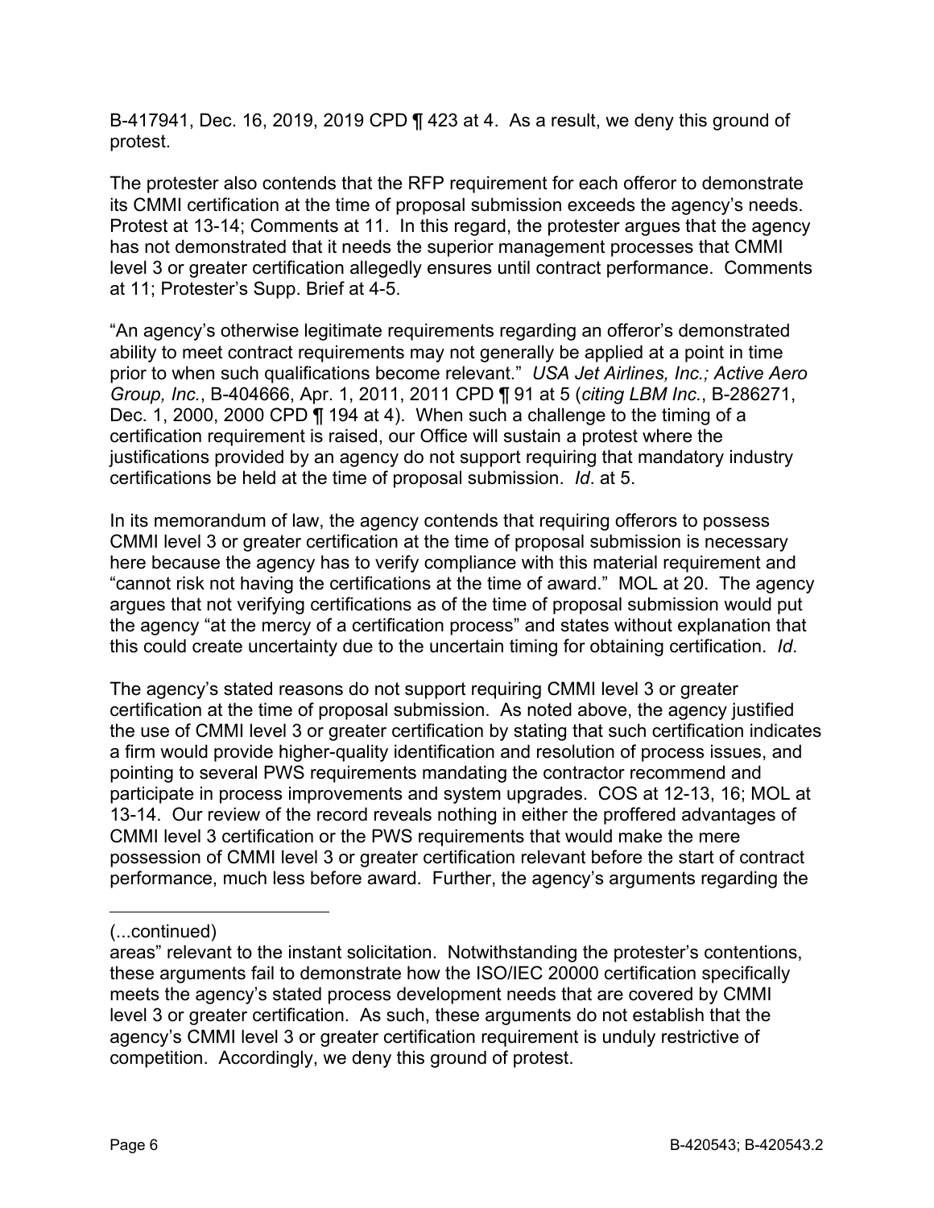B-417941, Dec. 16, 2019, 2019 CPD ¶ 423 at 4. As a result, we deny this ground of protest.

The protester also contends that the RFP requirement for each offeror to demonstrate its CMMI certification at the time of proposal submission exceeds the agency's needs. Protest at 13-14; Comments at 11. In this regard, the protester argues that the agency has not demonstrated that it needs the superior management processes that CMMI level 3 or greater certification allegedly ensures until contract performance. Comments at 11; Protester's Supp. Brief at 4-5.

"An agency's otherwise legitimate requirements regarding an offeror's demonstrated ability to meet contract requirements may not generally be applied at a point in time prior to when such qualifications become relevant." *USA Jet Airlines, Inc.; Active Aero Group, Inc.*, B-404666, Apr. 1, 2011, 2011 CPD ¶ 91 at 5 (*citing LBM Inc.*, B-286271, Dec. 1, 2000, 2000 CPD ¶ 194 at 4). When such a challenge to the timing of a certification requirement is raised, our Office will sustain a protest where the justifications provided by an agency do not support requiring that mandatory industry certifications be held at the time of proposal submission. *Id*. at 5.

In its memorandum of law, the agency contends that requiring offerors to possess CMMI level 3 or greater certification at the time of proposal submission is necessary here because the agency has to verify compliance with this material requirement and "cannot risk not having the certifications at the time of award." MOL at 20. The agency argues that not verifying certifications as of the time of proposal submission would put the agency "at the mercy of a certification process" and states without explanation that this could create uncertainty due to the uncertain timing for obtaining certification. *Id*.

The agency's stated reasons do not support requiring CMMI level 3 or greater certification at the time of proposal submission. As noted above, the agency justified the use of CMMI level 3 or greater certification by stating that such certification indicates a firm would provide higher-quality identification and resolution of process issues, and pointing to several PWS requirements mandating the contractor recommend and participate in process improvements and system upgrades. COS at 12-13, 16; MOL at 13-14. Our review of the record reveals nothing in either the proffered advantages of CMMI level 3 certification or the PWS requirements that would make the mere possession of CMMI level 3 or greater certification relevant before the start of contract performance, much less before award. Further, the agency's arguments regarding the

---

(...continued)

areas" relevant to the instant solicitation. Notwithstanding the protester's contentions, these arguments fail to demonstrate how the ISO/IEC 20000 certification specifically meets the agency's stated process development needs that are covered by CMMI level 3 or greater certification. As such, these arguments do not establish that the agency's CMMI level 3 or greater certification requirement is unduly restrictive of competition. Accordingly, we deny this ground of protest.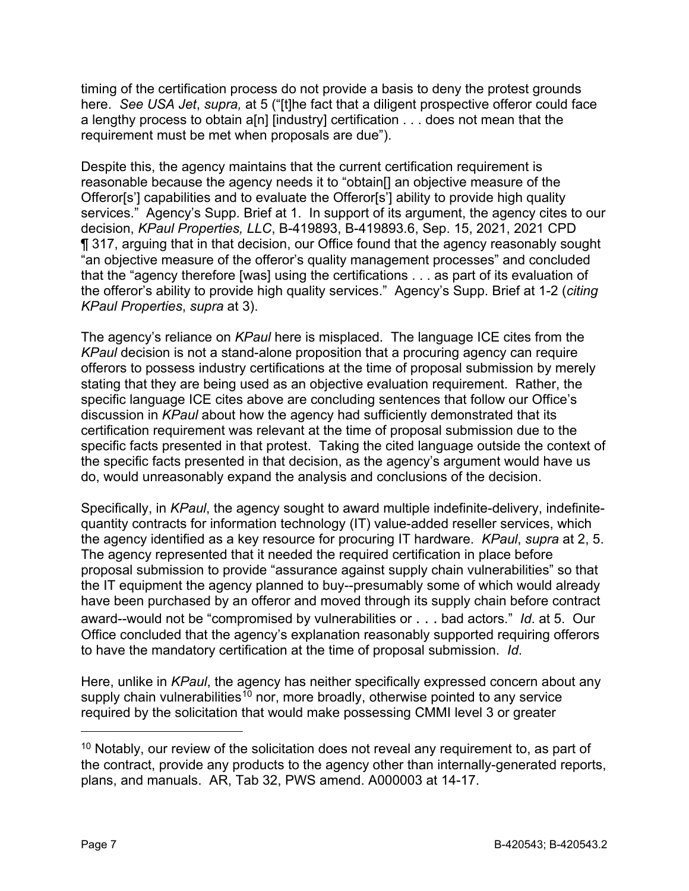timing of the certification process do not provide a basis to deny the protest grounds here. *See USA Jet*, *supra,* at 5 ("[t]he fact that a diligent prospective offeror could face a lengthy process to obtain a[n] [industry] certification . . . does not mean that the requirement must be met when proposals are due").

Despite this, the agency maintains that the current certification requirement is reasonable because the agency needs it to "obtain[] an objective measure of the Offeror[s'] capabilities and to evaluate the Offeror[s'] ability to provide high quality services." Agency's Supp. Brief at 1. In support of its argument, the agency cites to our decision, *KPaul Properties, LLC*, B-419893, B-419893.6, Sep. 15, 2021, 2021 CPD ¶ 317, arguing that in that decision, our Office found that the agency reasonably sought "an objective measure of the offeror's quality management processes" and concluded that the "agency therefore [was] using the certifications . . . as part of its evaluation of the offeror's ability to provide high quality services." Agency's Supp. Brief at 1-2 (*citing KPaul Properties*, *supra* at 3).

The agency's reliance on *KPaul* here is misplaced. The language ICE cites from the *KPaul* decision is not a stand-alone proposition that a procuring agency can require offerors to possess industry certifications at the time of proposal submission by merely stating that they are being used as an objective evaluation requirement. Rather, the specific language ICE cites above are concluding sentences that follow our Office's discussion in *KPaul* about how the agency had sufficiently demonstrated that its certification requirement was relevant at the time of proposal submission due to the specific facts presented in that protest. Taking the cited language outside the context of the specific facts presented in that decision, as the agency's argument would have us do, would unreasonably expand the analysis and conclusions of the decision.

Specifically, in *KPaul*, the agency sought to award multiple indefinite-delivery, indefinite-quantity contracts for information technology (IT) value-added reseller services, which the agency identified as a key resource for procuring IT hardware. *KPaul*, *supra* at 2, 5. The agency represented that it needed the required certification in place before proposal submission to provide "assurance against supply chain vulnerabilities" so that the IT equipment the agency planned to buy--presumably some of which would already have been purchased by an offeror and moved through its supply chain before contract award--would not be "compromised by vulnerabilities or . . . bad actors." *Id*. at 5. Our Office concluded that the agency's explanation reasonably supported requiring offerors to have the mandatory certification at the time of proposal submission. *Id*.

Here, unlike in *KPaul*, the agency has neither specifically expressed concern about any supply chain vulnerabilities[10] nor, more broadly, otherwise pointed to any service required by the solicitation that would make possessing CMMI level 3 or greater

---

[10] Notably, our review of the solicitation does not reveal any requirement to, as part of the contract, provide any products to the agency other than internally-generated reports, plans, and manuals. AR, Tab 32, PWS amend. A000003 at 14-17.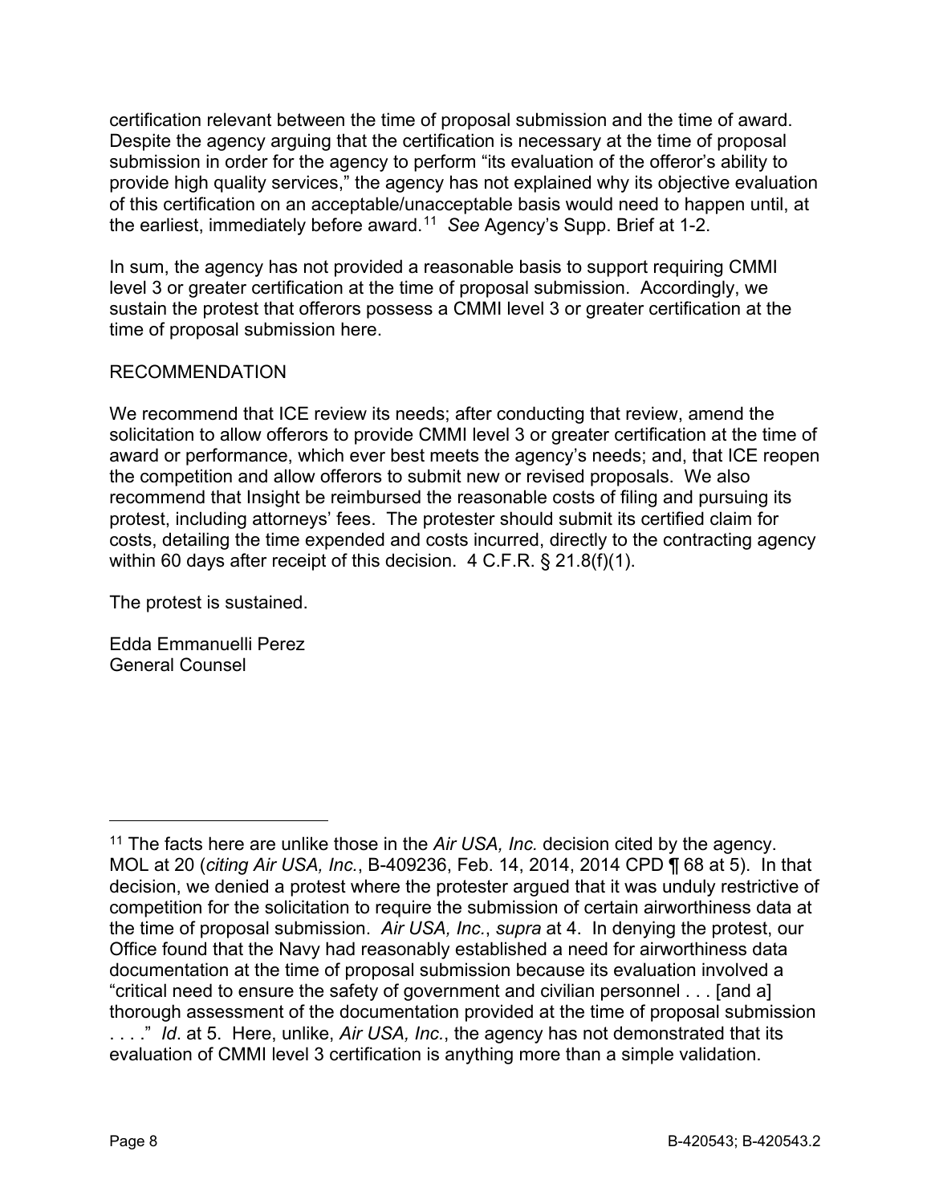certification relevant between the time of proposal submission and the time of award. Despite the agency arguing that the certification is necessary at the time of proposal submission in order for the agency to perform "its evaluation of the offeror's ability to provide high quality services," the agency has not explained why its objective evaluation of this certification on an acceptable/unacceptable basis would need to happen until, at the earliest, immediately before award.[11] *See* Agency's Supp. Brief at 1-2.

In sum, the agency has not provided a reasonable basis to support requiring CMMI level 3 or greater certification at the time of proposal submission. Accordingly, we sustain the protest that offerors possess a CMMI level 3 or greater certification at the time of proposal submission here.

RECOMMENDATION

We recommend that ICE review its needs; after conducting that review, amend the solicitation to allow offerors to provide CMMI level 3 or greater certification at the time of award or performance, which ever best meets the agency's needs; and, that ICE reopen the competition and allow offerors to submit new or revised proposals. We also recommend that Insight be reimbursed the reasonable costs of filing and pursuing its protest, including attorneys' fees. The protester should submit its certified claim for costs, detailing the time expended and costs incurred, directly to the contracting agency within 60 days after receipt of this decision. 4 C.F.R. § 21.8(f)(1).

The protest is sustained.

Edda Emmanuelli Perez
General Counsel

---

[11] The facts here are unlike those in the *Air USA, Inc.* decision cited by the agency. MOL at 20 (*citing Air USA, Inc.*, B-409236, Feb. 14, 2014, 2014 CPD ¶ 68 at 5). In that decision, we denied a protest where the protester argued that it was unduly restrictive of competition for the solicitation to require the submission of certain airworthiness data at the time of proposal submission. *Air USA, Inc.*, *supra* at 4. In denying the protest, our Office found that the Navy had reasonably established a need for airworthiness data documentation at the time of proposal submission because its evaluation involved a "critical need to ensure the safety of government and civilian personnel . . . [and a] thorough assessment of the documentation provided at the time of proposal submission . . . ." *Id*. at 5. Here, unlike, *Air USA, Inc.*, the agency has not demonstrated that its evaluation of CMMI level 3 certification is anything more than a simple validation.